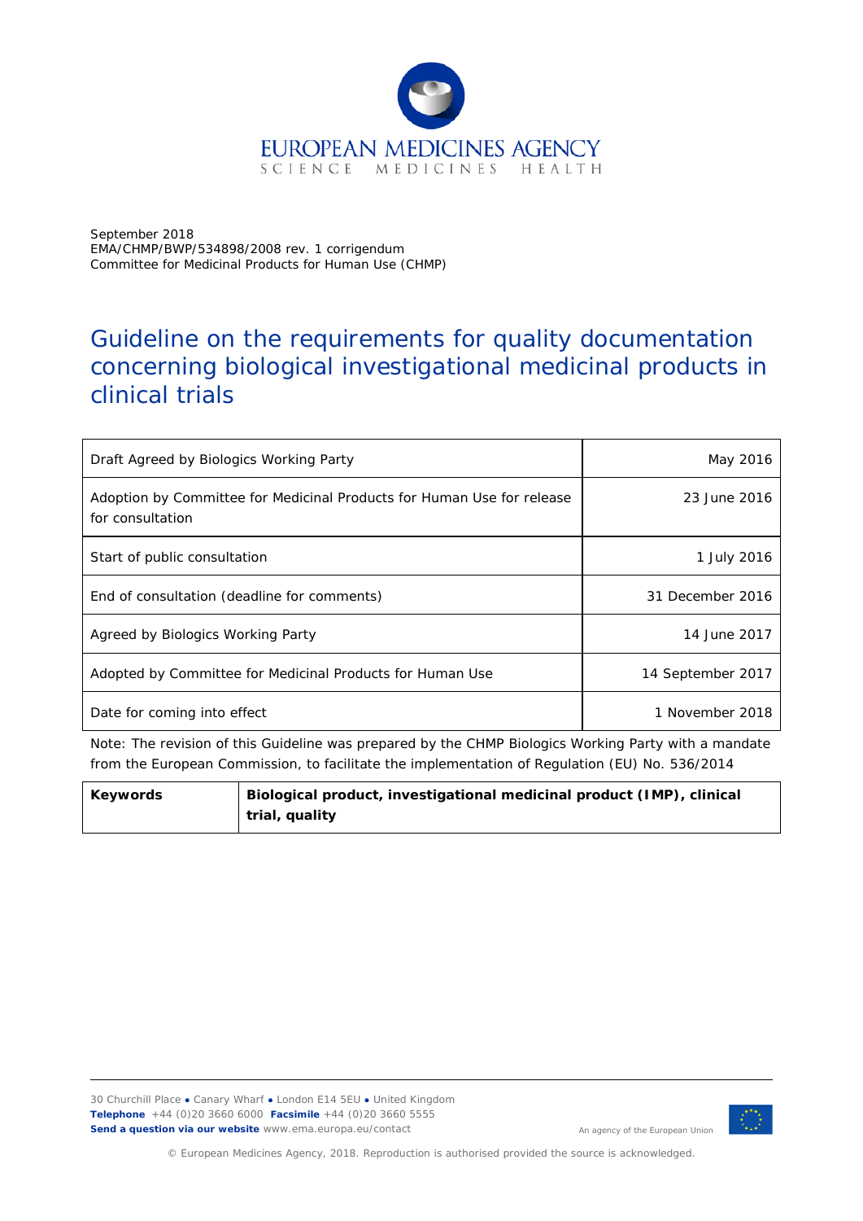EUROPEAN MEDICINES AGENCY
SCIENCE MEDICINES HEALTH

September 2018
EMA/CHMP/BWP/534898/2008 rev. 1 corrigendum
Committee for Medicinal Products for Human Use (CHMP)

# Guideline on the requirements for quality documentation concerning biological investigational medicinal products in clinical trials

| | |
|---|---|
| Draft Agreed by Biologics Working Party | May 2016 |
| Adoption by Committee for Medicinal Products for Human Use for release for consultation | 23 June 2016 |
| Start of public consultation | 1 July 2016 |
| End of consultation (deadline for comments) | 31 December 2016 |
| Agreed by Biologics Working Party | 14 June 2017 |
| Adopted by Committee for Medicinal Products for Human Use | 14 September 2017 |
| Date for coming into effect | 1 November 2018 |

Note: The revision of this Guideline was prepared by the CHMP Biologics Working Party with a mandate from the European Commission, to facilitate the implementation of Regulation (EU) No. 536/2014

| | |
|---|---|
| **Keywords** | **Biological product, investigational medicinal product (IMP), clinical trial, quality** |

30 Churchill Place ● Canary Wharf ● London E14 5EU ● United Kingdom
**Telephone** +44 (0)20 3660 6000 **Facsimile** +44 (0)20 3660 5555
**Send a question via our website** www.ema.europa.eu/contact

An agency of the European Union

© European Medicines Agency, 2018. Reproduction is authorised provided the source is acknowledged.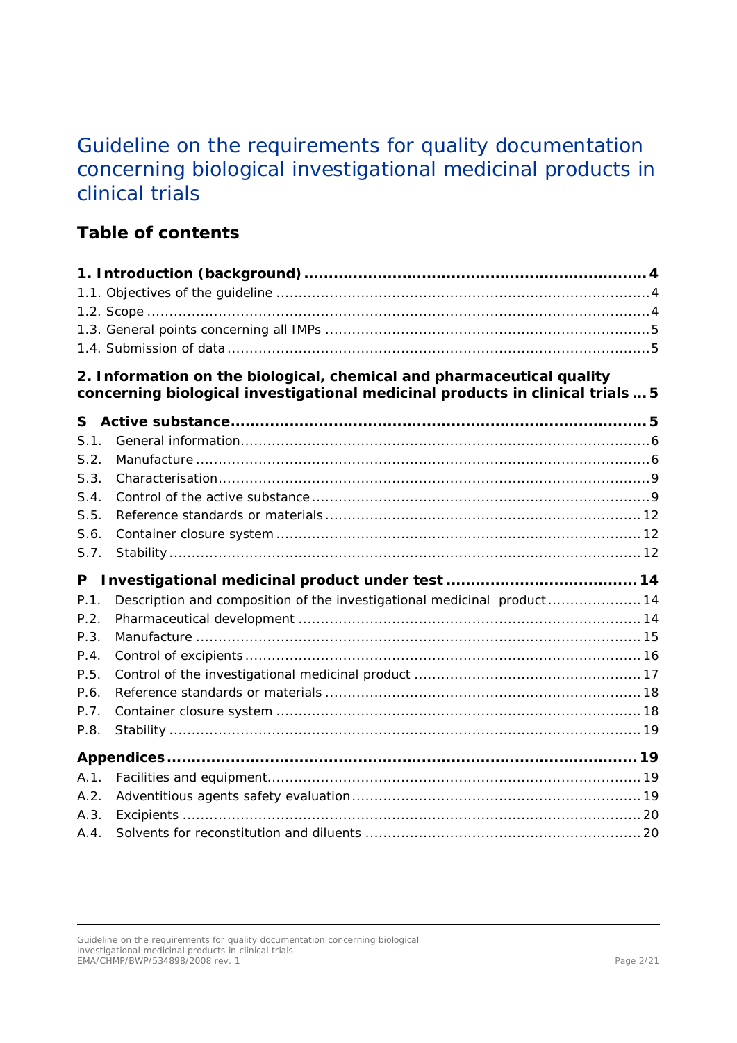# Guideline on the requirements for quality documentation concerning biological investigational medicinal products in clinical trials

## Table of contents

**1. Introduction (background) .... 4**

1.1. Objectives of the guideline .... 4

1.2. Scope .... 4

1.3. General points concerning all IMPs .... 5

1.4. Submission of data .... 5

**2. Information on the biological, chemical and pharmaceutical quality concerning biological investigational medicinal products in clinical trials .... 5**

**S Active substance .... 5**

S.1. General information .... 6

S.2. Manufacture .... 6

S.3. Characterisation .... 9

S.4. Control of the active substance .... 9

S.5. Reference standards or materials .... 12

S.6. Container closure system .... 12

S.7. Stability .... 12

**P Investigational medicinal product under test .... 14**

P.1. Description and composition of the investigational medicinal product .... 14

P.2. Pharmaceutical development .... 14

P.3. Manufacture .... 15

P.4. Control of excipients .... 16

P.5. Control of the investigational medicinal product .... 17

P.6. Reference standards or materials .... 18

P.7. Container closure system .... 18

P.8. Stability .... 19

**Appendices .... 19**

A.1. Facilities and equipment .... 19

A.2. Adventitious agents safety evaluation .... 19

A.3. Excipients .... 20

A.4. Solvents for reconstitution and diluents .... 20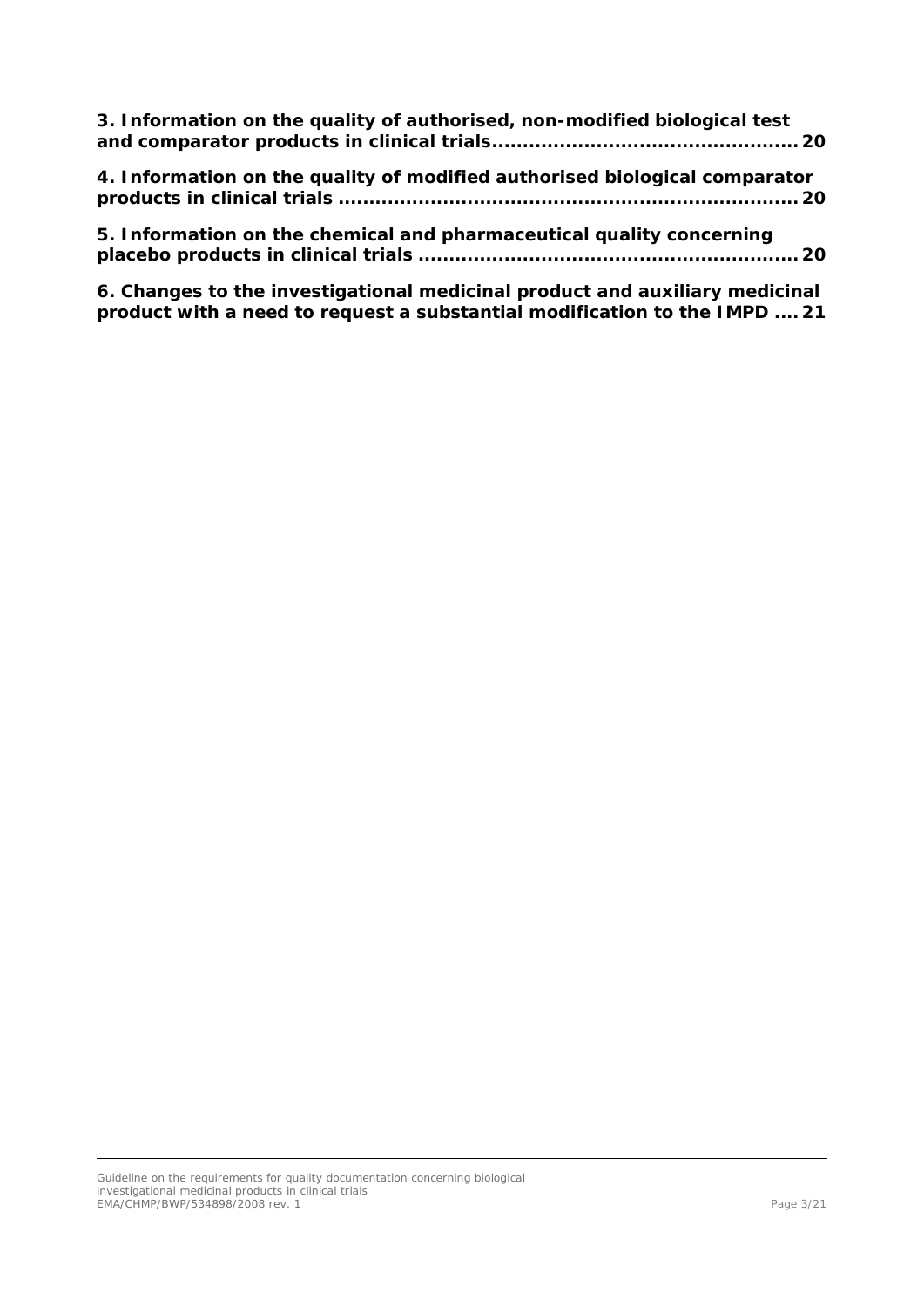**3. Information on the quality of authorised, non-modified biological test and comparator products in clinical trials................................................ 20**

**4. Information on the quality of modified authorised biological comparator products in clinical trials ........................................................................ 20**

**5. Information on the chemical and pharmaceutical quality concerning placebo products in clinical trials ............................................................ 20**

**6. Changes to the investigational medicinal product and auxiliary medicinal product with a need to request a substantial modification to the IMPD .... 21**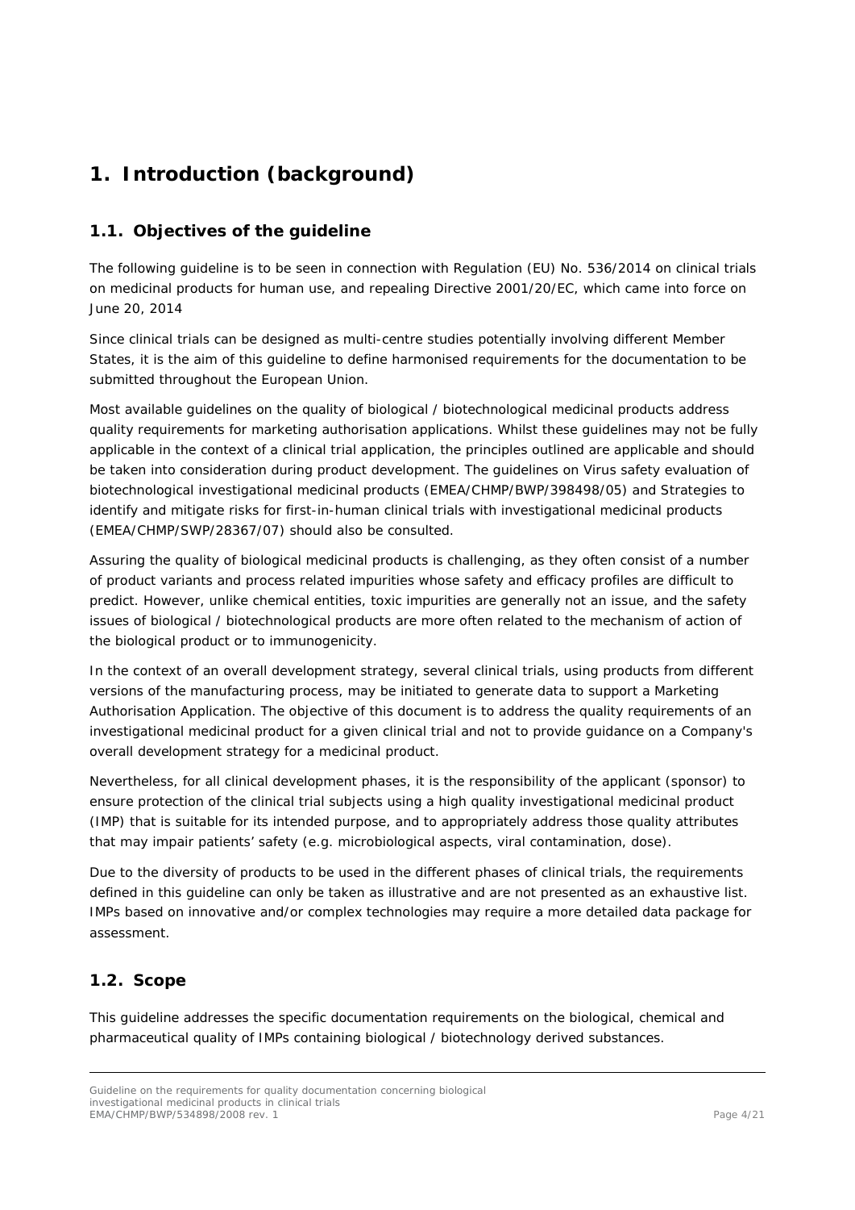# 1. Introduction (background)

## 1.1. Objectives of the guideline

The following guideline is to be seen in connection with Regulation (EU) No. 536/2014 on clinical trials on medicinal products for human use, and repealing Directive 2001/20/EC, which came into force on June 20, 2014

Since clinical trials can be designed as multi-centre studies potentially involving different Member States, it is the aim of this guideline to define harmonised requirements for the documentation to be submitted throughout the European Union.

Most available guidelines on the quality of biological / biotechnological medicinal products address quality requirements for marketing authorisation applications. Whilst these guidelines may not be fully applicable in the context of a clinical trial application, the principles outlined are applicable and should be taken into consideration during product development. The guidelines on Virus safety evaluation of biotechnological investigational medicinal products (EMEA/CHMP/BWP/398498/05) and Strategies to identify and mitigate risks for first-in-human clinical trials with investigational medicinal products (EMEA/CHMP/SWP/28367/07) should also be consulted.

Assuring the quality of biological medicinal products is challenging, as they often consist of a number of product variants and process related impurities whose safety and efficacy profiles are difficult to predict. However, unlike chemical entities, toxic impurities are generally not an issue, and the safety issues of biological / biotechnological products are more often related to the mechanism of action of the biological product or to immunogenicity.

In the context of an overall development strategy, several clinical trials, using products from different versions of the manufacturing process, may be initiated to generate data to support a Marketing Authorisation Application. The objective of this document is to address the quality requirements of an investigational medicinal product for a given clinical trial and not to provide guidance on a Company's overall development strategy for a medicinal product.

Nevertheless, for all clinical development phases, it is the responsibility of the applicant (sponsor) to ensure protection of the clinical trial subjects using a high quality investigational medicinal product (IMP) that is suitable for its intended purpose, and to appropriately address those quality attributes that may impair patients' safety (e.g. microbiological aspects, viral contamination, dose).

Due to the diversity of products to be used in the different phases of clinical trials, the requirements defined in this guideline can only be taken as illustrative and are not presented as an exhaustive list. IMPs based on innovative and/or complex technologies may require a more detailed data package for assessment.

## 1.2. Scope

This guideline addresses the specific documentation requirements on the biological, chemical and pharmaceutical quality of IMPs containing biological / biotechnology derived substances.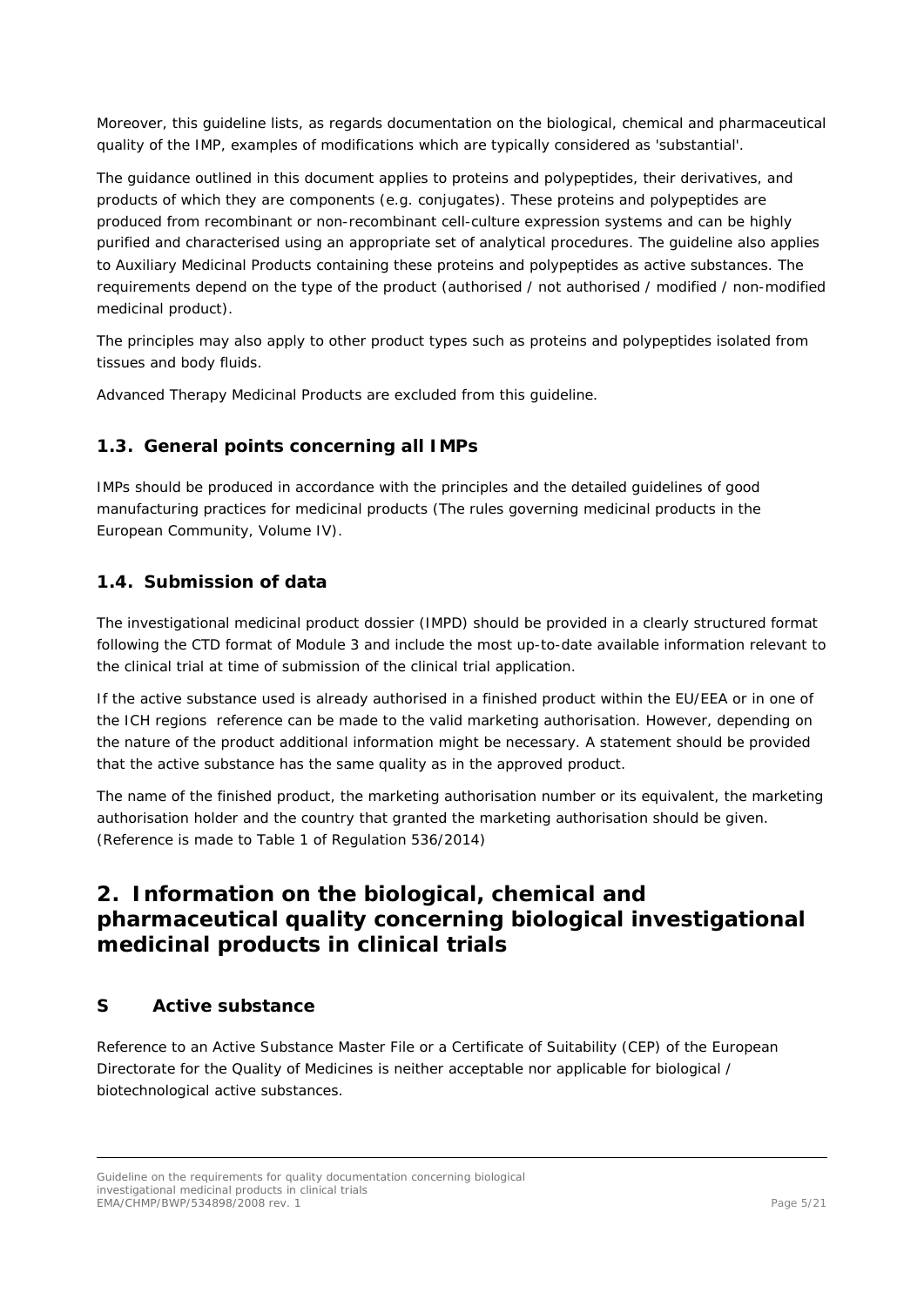Moreover, this guideline lists, as regards documentation on the biological, chemical and pharmaceutical quality of the IMP, examples of modifications which are typically considered as 'substantial'.

The guidance outlined in this document applies to proteins and polypeptides, their derivatives, and products of which they are components (e.g. conjugates). These proteins and polypeptides are produced from recombinant or non-recombinant cell-culture expression systems and can be highly purified and characterised using an appropriate set of analytical procedures. The guideline also applies to Auxiliary Medicinal Products containing these proteins and polypeptides as active substances. The requirements depend on the type of the product (authorised / not authorised / modified / non-modified medicinal product).

The principles may also apply to other product types such as proteins and polypeptides isolated from tissues and body fluids.

Advanced Therapy Medicinal Products are excluded from this guideline.

### 1.3. General points concerning all IMPs

IMPs should be produced in accordance with the principles and the detailed guidelines of good manufacturing practices for medicinal products (The rules governing medicinal products in the European Community, Volume IV).

### 1.4. Submission of data

The investigational medicinal product dossier (IMPD) should be provided in a clearly structured format following the CTD format of Module 3 and include the most up-to-date available information relevant to the clinical trial at time of submission of the clinical trial application.

If the active substance used is already authorised in a finished product within the EU/EEA or in one of the ICH regions reference can be made to the valid marketing authorisation. However, depending on the nature of the product additional information might be necessary. A statement should be provided that the active substance has the same quality as in the approved product.

The name of the finished product, the marketing authorisation number or its equivalent, the marketing authorisation holder and the country that granted the marketing authorisation should be given. (Reference is made to Table 1 of Regulation 536/2014)

## 2. Information on the biological, chemical and pharmaceutical quality concerning biological investigational medicinal products in clinical trials

### S Active substance

Reference to an Active Substance Master File or a Certificate of Suitability (CEP) of the European Directorate for the Quality of Medicines is neither acceptable nor applicable for biological / biotechnological active substances.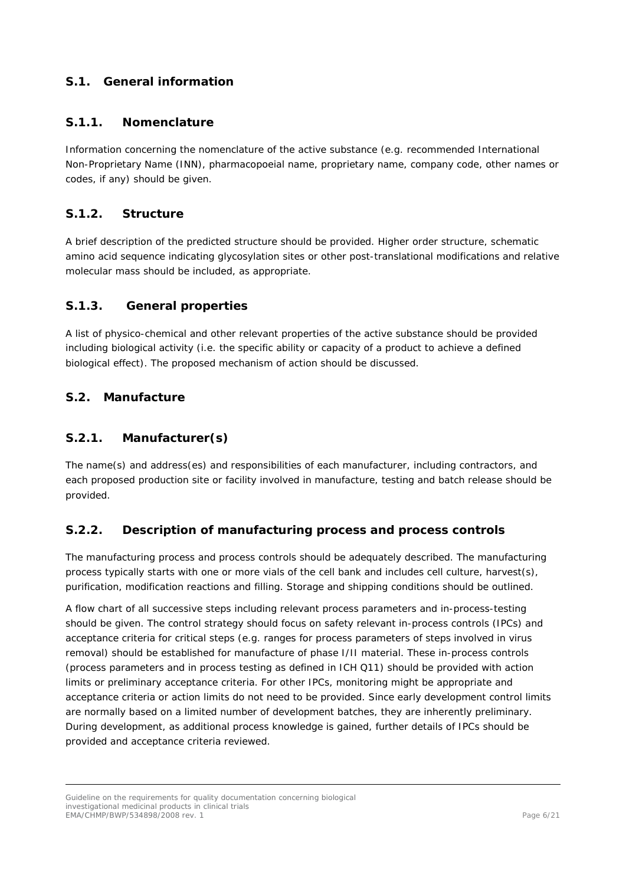## S.1. General information

### S.1.1. Nomenclature

Information concerning the nomenclature of the active substance (e.g. recommended International Non-Proprietary Name (INN), pharmacopoeial name, proprietary name, company code, other names or codes, if any) should be given.

### S.1.2. Structure

A brief description of the predicted structure should be provided. Higher order structure, schematic amino acid sequence indicating glycosylation sites or other post-translational modifications and relative molecular mass should be included, as appropriate.

### S.1.3. General properties

A list of physico-chemical and other relevant properties of the active substance should be provided including biological activity (i.e. the specific ability or capacity of a product to achieve a defined biological effect). The proposed mechanism of action should be discussed.

## S.2. Manufacture

### S.2.1. Manufacturer(s)

The name(s) and address(es) and responsibilities of each manufacturer, including contractors, and each proposed production site or facility involved in manufacture, testing and batch release should be provided.

### S.2.2. Description of manufacturing process and process controls

The manufacturing process and process controls should be adequately described. The manufacturing process typically starts with one or more vials of the cell bank and includes cell culture, harvest(s), purification, modification reactions and filling. Storage and shipping conditions should be outlined.

A flow chart of all successive steps including relevant process parameters and in-process-testing should be given. The control strategy should focus on safety relevant in-process controls (IPCs) and acceptance criteria for critical steps (e.g. ranges for process parameters of steps involved in virus removal) should be established for manufacture of phase I/II material. These in-process controls (process parameters and in process testing as defined in ICH Q11) should be provided with action limits or preliminary acceptance criteria. For other IPCs, monitoring might be appropriate and acceptance criteria or action limits do not need to be provided. Since early development control limits are normally based on a limited number of development batches, they are inherently preliminary. During development, as additional process knowledge is gained, further details of IPCs should be provided and acceptance criteria reviewed.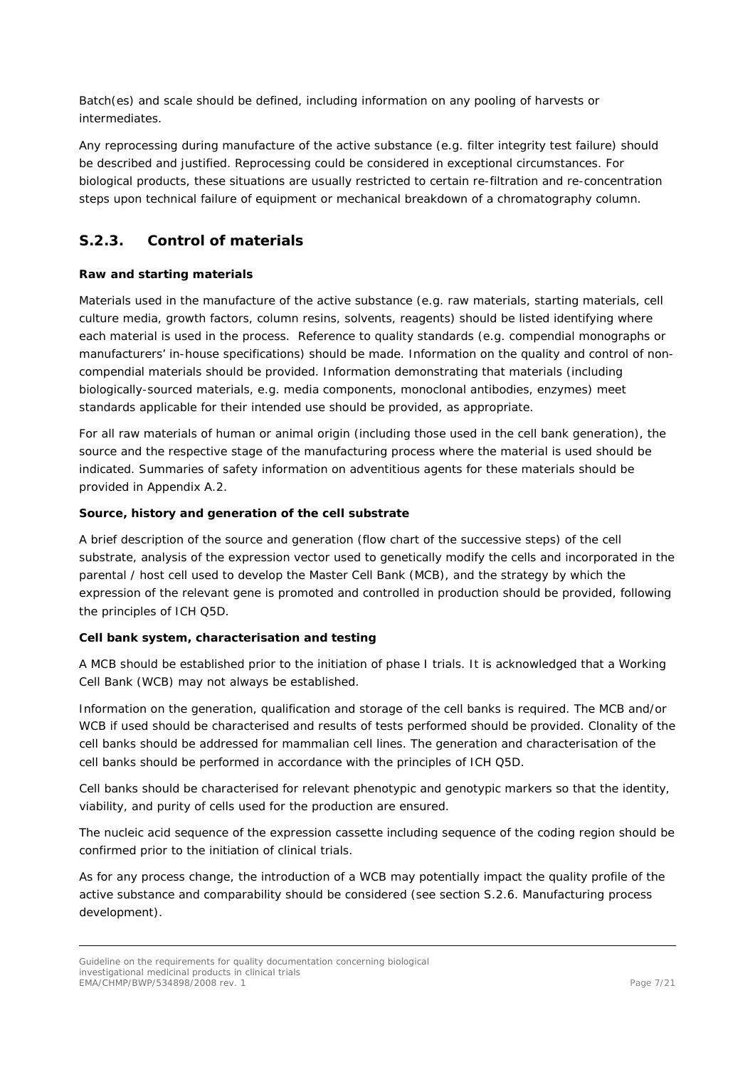Batch(es) and scale should be defined, including information on any pooling of harvests or intermediates.

Any reprocessing during manufacture of the active substance (e.g. filter integrity test failure) should be described and justified. Reprocessing could be considered in exceptional circumstances. For biological products, these situations are usually restricted to certain re-filtration and re-concentration steps upon technical failure of equipment or mechanical breakdown of a chromatography column.

## S.2.3. Control of materials

**Raw and starting materials**

Materials used in the manufacture of the active substance (e.g. raw materials, starting materials, cell culture media, growth factors, column resins, solvents, reagents) should be listed identifying where each material is used in the process. Reference to quality standards (e.g. compendial monographs or manufacturers' in-house specifications) should be made. Information on the quality and control of non-compendial materials should be provided. Information demonstrating that materials (including biologically-sourced materials, e.g. media components, monoclonal antibodies, enzymes) meet standards applicable for their intended use should be provided, as appropriate.

For all raw materials of human or animal origin (including those used in the cell bank generation), the source and the respective stage of the manufacturing process where the material is used should be indicated. Summaries of safety information on adventitious agents for these materials should be provided in Appendix A.2.

**Source, history and generation of the cell substrate**

A brief description of the source and generation (flow chart of the successive steps) of the cell substrate, analysis of the expression vector used to genetically modify the cells and incorporated in the parental / host cell used to develop the Master Cell Bank (MCB), and the strategy by which the expression of the relevant gene is promoted and controlled in production should be provided, following the principles of ICH Q5D.

**Cell bank system, characterisation and testing**

A MCB should be established prior to the initiation of phase I trials. It is acknowledged that a Working Cell Bank (WCB) may not always be established.

Information on the generation, qualification and storage of the cell banks is required. The MCB and/or WCB if used should be characterised and results of tests performed should be provided. Clonality of the cell banks should be addressed for mammalian cell lines. The generation and characterisation of the cell banks should be performed in accordance with the principles of ICH Q5D.

Cell banks should be characterised for relevant phenotypic and genotypic markers so that the identity, viability, and purity of cells used for the production are ensured.

The nucleic acid sequence of the expression cassette including sequence of the coding region should be confirmed prior to the initiation of clinical trials.

As for any process change, the introduction of a WCB may potentially impact the quality profile of the active substance and comparability should be considered (see section S.2.6. Manufacturing process development).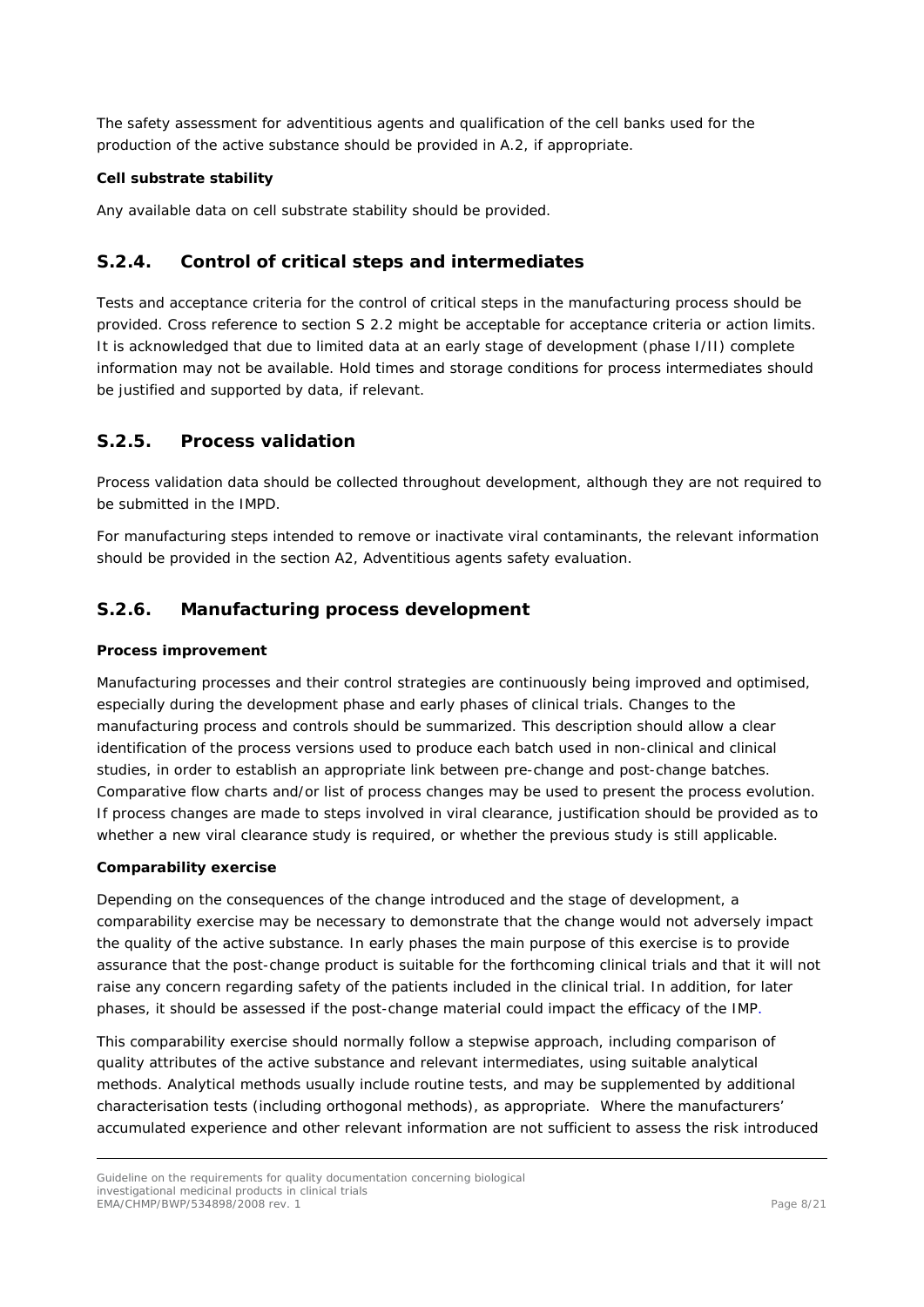The safety assessment for adventitious agents and qualification of the cell banks used for the production of the active substance should be provided in A.2, if appropriate.

**Cell substrate stability**

Any available data on cell substrate stability should be provided.

## S.2.4. Control of critical steps and intermediates

Tests and acceptance criteria for the control of critical steps in the manufacturing process should be provided. Cross reference to section S 2.2 might be acceptable for acceptance criteria or action limits. It is acknowledged that due to limited data at an early stage of development (phase I/II) complete information may not be available. Hold times and storage conditions for process intermediates should be justified and supported by data, if relevant.

## S.2.5. Process validation

Process validation data should be collected throughout development, although they are not required to be submitted in the IMPD.

For manufacturing steps intended to remove or inactivate viral contaminants, the relevant information should be provided in the section A2, Adventitious agents safety evaluation.

## S.2.6. Manufacturing process development

**Process improvement**

Manufacturing processes and their control strategies are continuously being improved and optimised, especially during the development phase and early phases of clinical trials. Changes to the manufacturing process and controls should be summarized. This description should allow a clear identification of the process versions used to produce each batch used in non-clinical and clinical studies, in order to establish an appropriate link between pre-change and post-change batches. Comparative flow charts and/or list of process changes may be used to present the process evolution. If process changes are made to steps involved in viral clearance, justification should be provided as to whether a new viral clearance study is required, or whether the previous study is still applicable.

**Comparability exercise**

Depending on the consequences of the change introduced and the stage of development, a comparability exercise may be necessary to demonstrate that the change would not adversely impact the quality of the active substance. In early phases the main purpose of this exercise is to provide assurance that the post-change product is suitable for the forthcoming clinical trials and that it will not raise any concern regarding safety of the patients included in the clinical trial. In addition, for later phases, it should be assessed if the post-change material could impact the efficacy of the IMP.

This comparability exercise should normally follow a stepwise approach, including comparison of quality attributes of the active substance and relevant intermediates, using suitable analytical methods. Analytical methods usually include routine tests, and may be supplemented by additional characterisation tests (including orthogonal methods), as appropriate. Where the manufacturers' accumulated experience and other relevant information are not sufficient to assess the risk introduced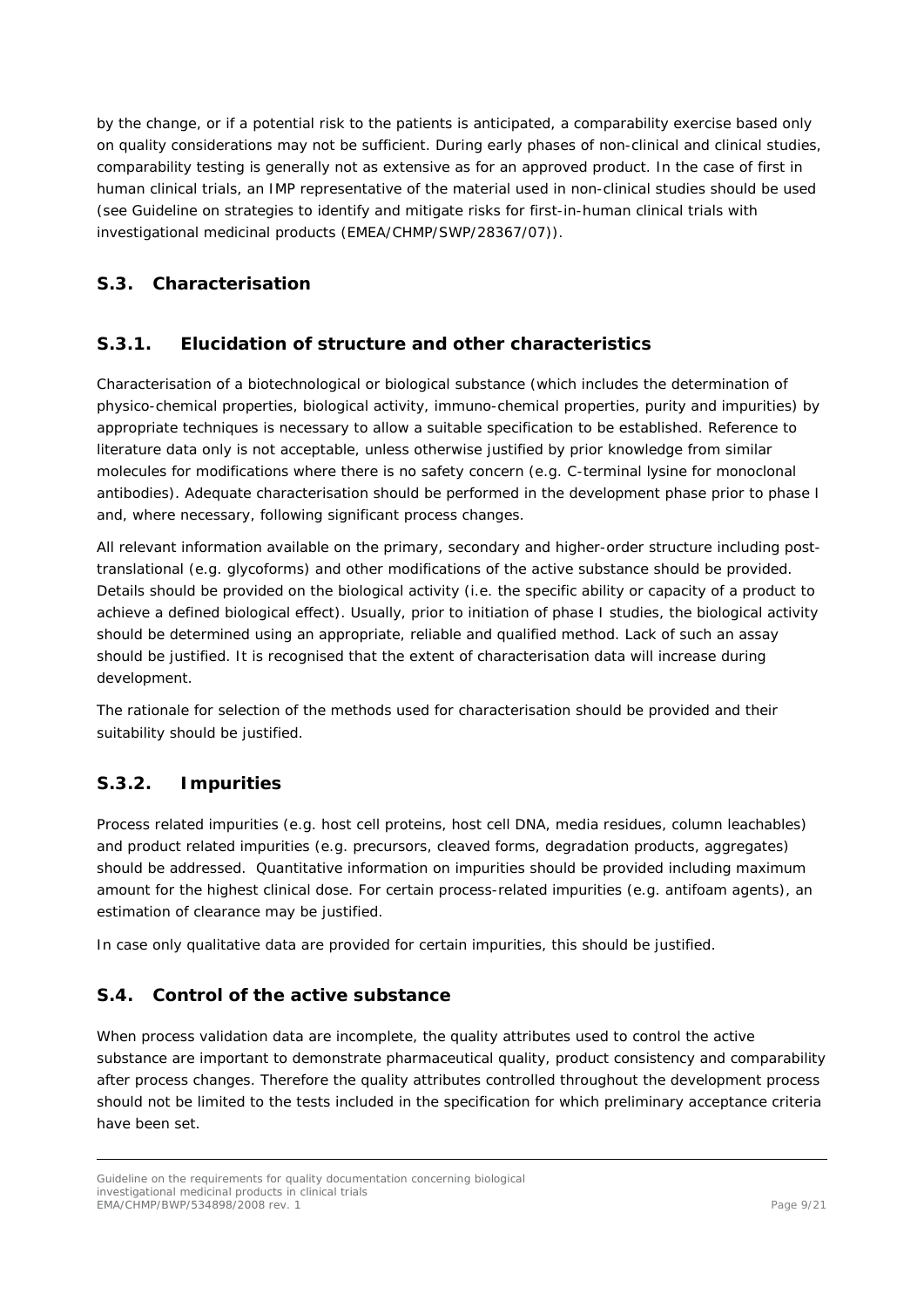by the change, or if a potential risk to the patients is anticipated, a comparability exercise based only on quality considerations may not be sufficient. During early phases of non-clinical and clinical studies, comparability testing is generally not as extensive as for an approved product. In the case of first in human clinical trials, an IMP representative of the material used in non-clinical studies should be used (see Guideline on strategies to identify and mitigate risks for first-in-human clinical trials with investigational medicinal products (EMEA/CHMP/SWP/28367/07)).

## S.3. Characterisation

### S.3.1. Elucidation of structure and other characteristics

Characterisation of a biotechnological or biological substance (which includes the determination of physico-chemical properties, biological activity, immuno-chemical properties, purity and impurities) by appropriate techniques is necessary to allow a suitable specification to be established. Reference to literature data only is not acceptable, unless otherwise justified by prior knowledge from similar molecules for modifications where there is no safety concern (e.g. C-terminal lysine for monoclonal antibodies). Adequate characterisation should be performed in the development phase prior to phase I and, where necessary, following significant process changes.

All relevant information available on the primary, secondary and higher-order structure including post-translational (e.g. glycoforms) and other modifications of the active substance should be provided. Details should be provided on the biological activity (i.e. the specific ability or capacity of a product to achieve a defined biological effect). Usually, prior to initiation of phase I studies, the biological activity should be determined using an appropriate, reliable and qualified method. Lack of such an assay should be justified. It is recognised that the extent of characterisation data will increase during development.

The rationale for selection of the methods used for characterisation should be provided and their suitability should be justified.

### S.3.2. Impurities

Process related impurities (e.g. host cell proteins, host cell DNA, media residues, column leachables) and product related impurities (e.g. precursors, cleaved forms, degradation products, aggregates) should be addressed. Quantitative information on impurities should be provided including maximum amount for the highest clinical dose. For certain process-related impurities (e.g. antifoam agents), an estimation of clearance may be justified.

In case only qualitative data are provided for certain impurities, this should be justified.

## S.4. Control of the active substance

When process validation data are incomplete, the quality attributes used to control the active substance are important to demonstrate pharmaceutical quality, product consistency and comparability after process changes. Therefore the quality attributes controlled throughout the development process should not be limited to the tests included in the specification for which preliminary acceptance criteria have been set.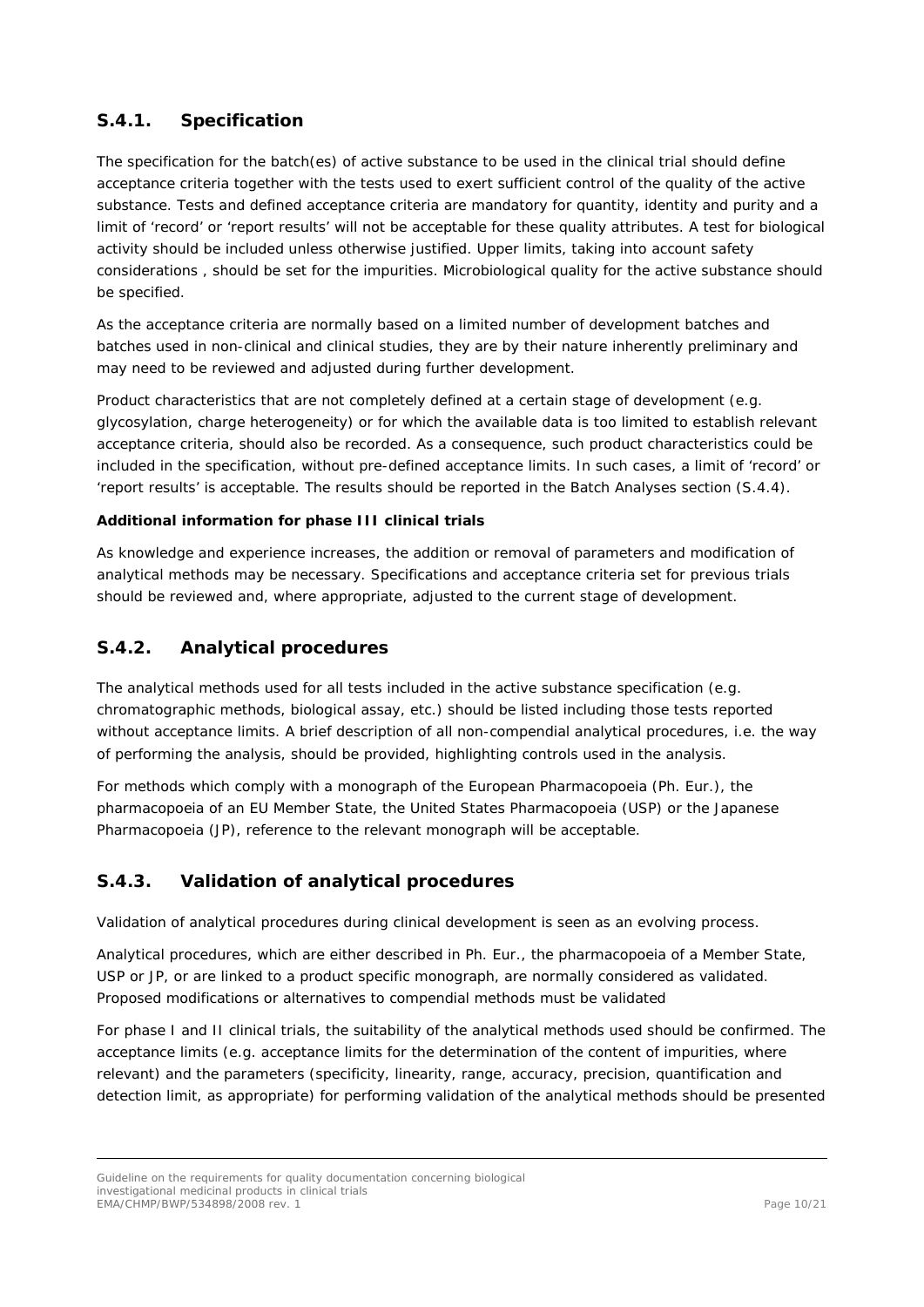## S.4.1. Specification

The specification for the batch(es) of active substance to be used in the clinical trial should define acceptance criteria together with the tests used to exert sufficient control of the quality of the active substance. Tests and defined acceptance criteria are mandatory for quantity, identity and purity and a limit of 'record' or 'report results' will not be acceptable for these quality attributes. A test for biological activity should be included unless otherwise justified. Upper limits, taking into account safety considerations , should be set for the impurities. Microbiological quality for the active substance should be specified.

As the acceptance criteria are normally based on a limited number of development batches and batches used in non-clinical and clinical studies, they are by their nature inherently preliminary and may need to be reviewed and adjusted during further development.

Product characteristics that are not completely defined at a certain stage of development (e.g. glycosylation, charge heterogeneity) or for which the available data is too limited to establish relevant acceptance criteria, should also be recorded. As a consequence, such product characteristics could be included in the specification, without pre-defined acceptance limits. In such cases, a limit of 'record' or 'report results' is acceptable. The results should be reported in the Batch Analyses section (S.4.4).

**Additional information for phase III clinical trials**

As knowledge and experience increases, the addition or removal of parameters and modification of analytical methods may be necessary. Specifications and acceptance criteria set for previous trials should be reviewed and, where appropriate, adjusted to the current stage of development.

## S.4.2. Analytical procedures

The analytical methods used for all tests included in the active substance specification (e.g. chromatographic methods, biological assay, etc.) should be listed including those tests reported without acceptance limits. A brief description of all non-compendial analytical procedures, i.e. the way of performing the analysis, should be provided, highlighting controls used in the analysis.

For methods which comply with a monograph of the European Pharmacopoeia (Ph. Eur.), the pharmacopoeia of an EU Member State, the United States Pharmacopoeia (USP) or the Japanese Pharmacopoeia (JP), reference to the relevant monograph will be acceptable.

## S.4.3. Validation of analytical procedures

Validation of analytical procedures during clinical development is seen as an evolving process.

Analytical procedures, which are either described in Ph. Eur., the pharmacopoeia of a Member State, USP or JP, or are linked to a product specific monograph, are normally considered as validated. Proposed modifications or alternatives to compendial methods must be validated

For phase I and II clinical trials, the suitability of the analytical methods used should be confirmed. The acceptance limits (e.g. acceptance limits for the determination of the content of impurities, where relevant) and the parameters (specificity, linearity, range, accuracy, precision, quantification and detection limit, as appropriate) for performing validation of the analytical methods should be presented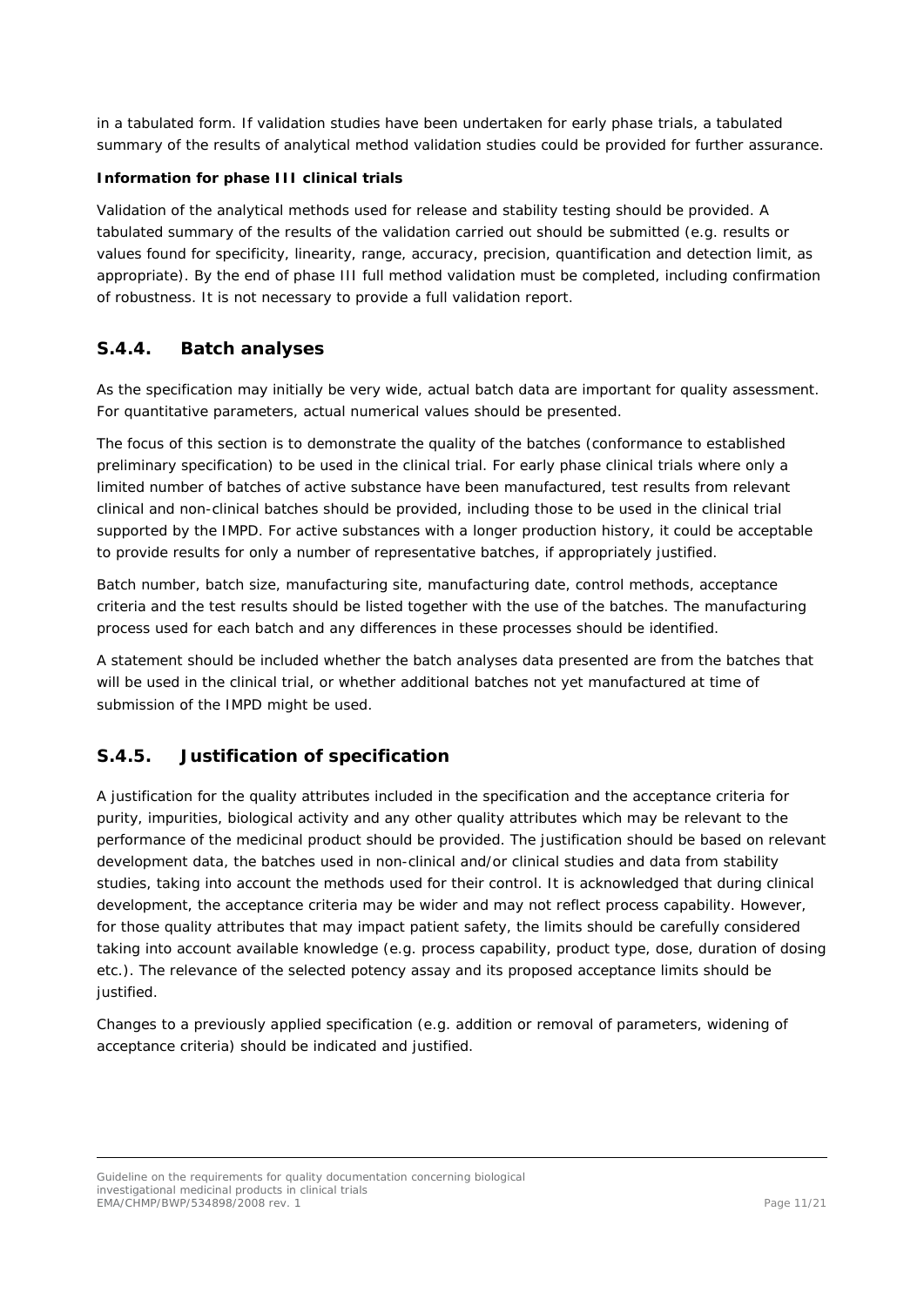in a tabulated form. If validation studies have been undertaken for early phase trials, a tabulated summary of the results of analytical method validation studies could be provided for further assurance.

**Information for phase III clinical trials**

Validation of the analytical methods used for release and stability testing should be provided. A tabulated summary of the results of the validation carried out should be submitted (e.g. results or values found for specificity, linearity, range, accuracy, precision, quantification and detection limit, as appropriate). By the end of phase III full method validation must be completed, including confirmation of robustness. It is not necessary to provide a full validation report.

## S.4.4. Batch analyses

As the specification may initially be very wide, actual batch data are important for quality assessment. For quantitative parameters, actual numerical values should be presented.

The focus of this section is to demonstrate the quality of the batches (conformance to established preliminary specification) to be used in the clinical trial. For early phase clinical trials where only a limited number of batches of active substance have been manufactured, test results from relevant clinical and non-clinical batches should be provided, including those to be used in the clinical trial supported by the IMPD. For active substances with a longer production history, it could be acceptable to provide results for only a number of representative batches, if appropriately justified.

Batch number, batch size, manufacturing site, manufacturing date, control methods, acceptance criteria and the test results should be listed together with the use of the batches. The manufacturing process used for each batch and any differences in these processes should be identified.

A statement should be included whether the batch analyses data presented are from the batches that will be used in the clinical trial, or whether additional batches not yet manufactured at time of submission of the IMPD might be used.

## S.4.5. Justification of specification

A justification for the quality attributes included in the specification and the acceptance criteria for purity, impurities, biological activity and any other quality attributes which may be relevant to the performance of the medicinal product should be provided. The justification should be based on relevant development data, the batches used in non-clinical and/or clinical studies and data from stability studies, taking into account the methods used for their control. It is acknowledged that during clinical development, the acceptance criteria may be wider and may not reflect process capability. However, for those quality attributes that may impact patient safety, the limits should be carefully considered taking into account available knowledge (e.g. process capability, product type, dose, duration of dosing etc.). The relevance of the selected potency assay and its proposed acceptance limits should be justified.

Changes to a previously applied specification (e.g. addition or removal of parameters, widening of acceptance criteria) should be indicated and justified.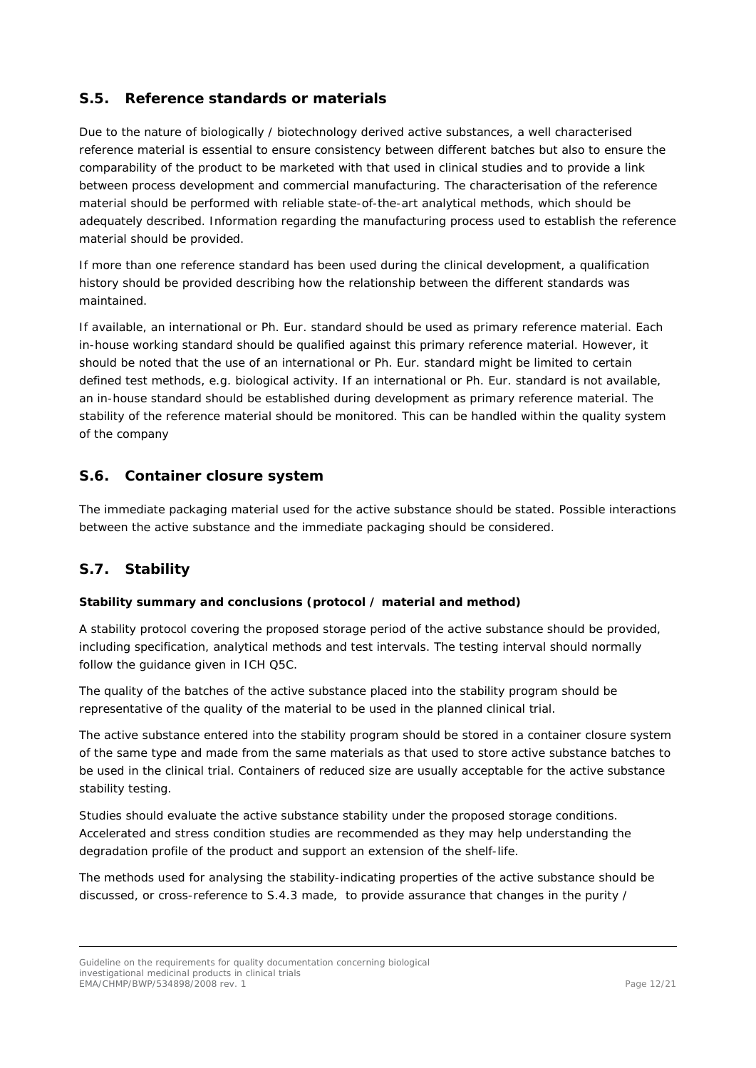## S.5. Reference standards or materials

Due to the nature of biologically / biotechnology derived active substances, a well characterised reference material is essential to ensure consistency between different batches but also to ensure the comparability of the product to be marketed with that used in clinical studies and to provide a link between process development and commercial manufacturing. The characterisation of the reference material should be performed with reliable state-of-the-art analytical methods, which should be adequately described. Information regarding the manufacturing process used to establish the reference material should be provided.

If more than one reference standard has been used during the clinical development, a qualification history should be provided describing how the relationship between the different standards was maintained.

If available, an international or Ph. Eur. standard should be used as primary reference material. Each in-house working standard should be qualified against this primary reference material. However, it should be noted that the use of an international or Ph. Eur. standard might be limited to certain defined test methods, e.g. biological activity. If an international or Ph. Eur. standard is not available, an in-house standard should be established during development as primary reference material. The stability of the reference material should be monitored. This can be handled within the quality system of the company

## S.6. Container closure system

The immediate packaging material used for the active substance should be stated. Possible interactions between the active substance and the immediate packaging should be considered.

## S.7. Stability

**Stability summary and conclusions (protocol / material and method)**

A stability protocol covering the proposed storage period of the active substance should be provided, including specification, analytical methods and test intervals. The testing interval should normally follow the guidance given in ICH Q5C.

The quality of the batches of the active substance placed into the stability program should be representative of the quality of the material to be used in the planned clinical trial.

The active substance entered into the stability program should be stored in a container closure system of the same type and made from the same materials as that used to store active substance batches to be used in the clinical trial. Containers of reduced size are usually acceptable for the active substance stability testing.

Studies should evaluate the active substance stability under the proposed storage conditions. Accelerated and stress condition studies are recommended as they may help understanding the degradation profile of the product and support an extension of the shelf-life.

The methods used for analysing the stability-indicating properties of the active substance should be discussed, or cross-reference to S.4.3 made, to provide assurance that changes in the purity /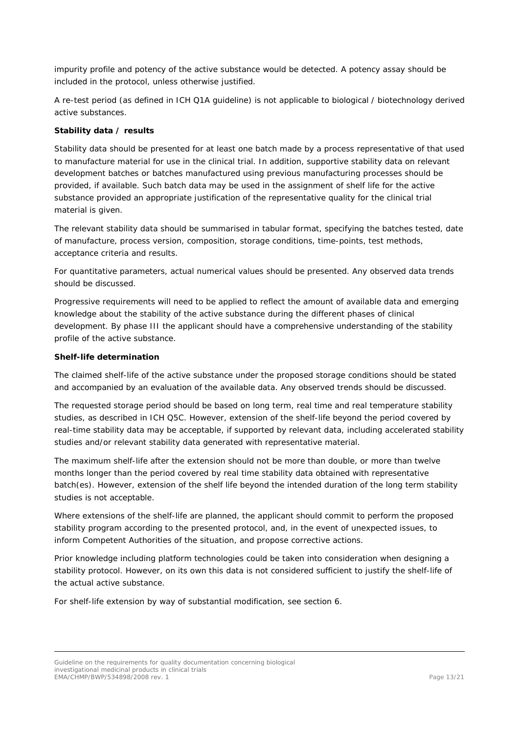impurity profile and potency of the active substance would be detected. A potency assay should be included in the protocol, unless otherwise justified.

A re-test period (as defined in ICH Q1A guideline) is not applicable to biological / biotechnology derived active substances.

**Stability data / results**

Stability data should be presented for at least one batch made by a process representative of that used to manufacture material for use in the clinical trial. In addition, supportive stability data on relevant development batches or batches manufactured using previous manufacturing processes should be provided, if available. Such batch data may be used in the assignment of shelf life for the active substance provided an appropriate justification of the representative quality for the clinical trial material is given.

The relevant stability data should be summarised in tabular format, specifying the batches tested, date of manufacture, process version, composition, storage conditions, time-points, test methods, acceptance criteria and results.

For quantitative parameters, actual numerical values should be presented. Any observed data trends should be discussed.

Progressive requirements will need to be applied to reflect the amount of available data and emerging knowledge about the stability of the active substance during the different phases of clinical development. By phase III the applicant should have a comprehensive understanding of the stability profile of the active substance.

**Shelf-life determination**

The claimed shelf-life of the active substance under the proposed storage conditions should be stated and accompanied by an evaluation of the available data. Any observed trends should be discussed.

The requested storage period should be based on long term, real time and real temperature stability studies, as described in ICH Q5C. However, extension of the shelf-life beyond the period covered by real-time stability data may be acceptable, if supported by relevant data, including accelerated stability studies and/or relevant stability data generated with representative material.

The maximum shelf-life after the extension should not be more than double, or more than twelve months longer than the period covered by real time stability data obtained with representative batch(es). However, extension of the shelf life beyond the intended duration of the long term stability studies is not acceptable.

Where extensions of the shelf-life are planned, the applicant should commit to perform the proposed stability program according to the presented protocol, and, in the event of unexpected issues, to inform Competent Authorities of the situation, and propose corrective actions.

Prior knowledge including platform technologies could be taken into consideration when designing a stability protocol. However, on its own this data is not considered sufficient to justify the shelf-life of the actual active substance.

For shelf-life extension by way of substantial modification, see section 6.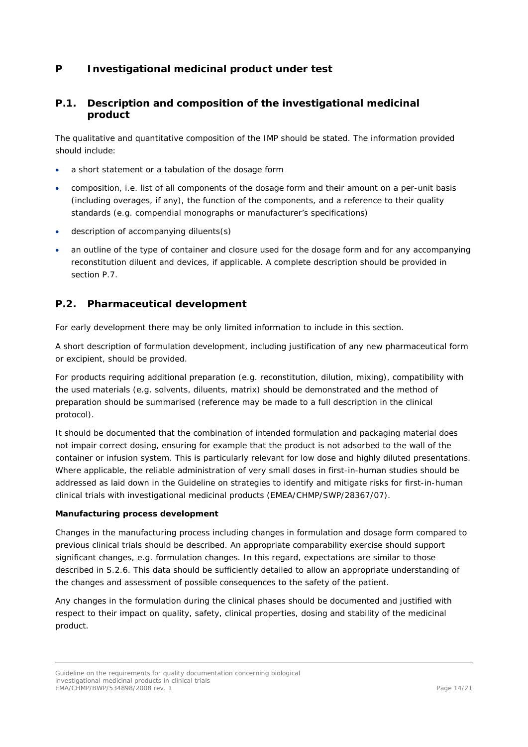# P Investigational medicinal product under test

## P.1. Description and composition of the investigational medicinal product

The qualitative and quantitative composition of the IMP should be stated. The information provided should include:

- a short statement or a tabulation of the dosage form
- composition, i.e. list of all components of the dosage form and their amount on a per-unit basis (including overages, if any), the function of the components, and a reference to their quality standards (e.g. compendial monographs or manufacturer's specifications)
- description of accompanying diluents(s)
- an outline of the type of container and closure used for the dosage form and for any accompanying reconstitution diluent and devices, if applicable. A complete description should be provided in section P.7.

## P.2. Pharmaceutical development

For early development there may be only limited information to include in this section.

A short description of formulation development, including justification of any new pharmaceutical form or excipient, should be provided.

For products requiring additional preparation (e.g. reconstitution, dilution, mixing), compatibility with the used materials (e.g. solvents, diluents, matrix) should be demonstrated and the method of preparation should be summarised (reference may be made to a full description in the clinical protocol).

It should be documented that the combination of intended formulation and packaging material does not impair correct dosing, ensuring for example that the product is not adsorbed to the wall of the container or infusion system. This is particularly relevant for low dose and highly diluted presentations. Where applicable, the reliable administration of very small doses in first-in-human studies should be addressed as laid down in the Guideline on strategies to identify and mitigate risks for first-in-human clinical trials with investigational medicinal products (EMEA/CHMP/SWP/28367/07).

**Manufacturing process development**

Changes in the manufacturing process including changes in formulation and dosage form compared to previous clinical trials should be described. An appropriate comparability exercise should support significant changes, e.g. formulation changes. In this regard, expectations are similar to those described in S.2.6. This data should be sufficiently detailed to allow an appropriate understanding of the changes and assessment of possible consequences to the safety of the patient.

Any changes in the formulation during the clinical phases should be documented and justified with respect to their impact on quality, safety, clinical properties, dosing and stability of the medicinal product.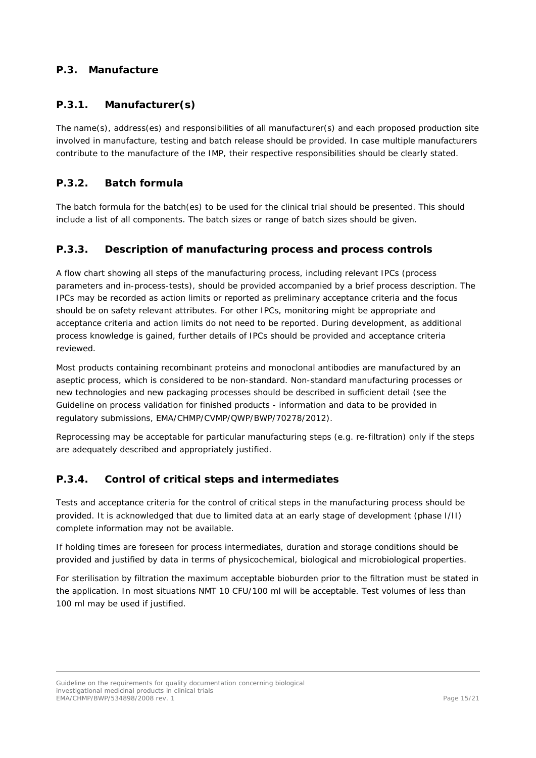## P.3. Manufacture

### P.3.1. Manufacturer(s)

The name(s), address(es) and responsibilities of all manufacturer(s) and each proposed production site involved in manufacture, testing and batch release should be provided. In case multiple manufacturers contribute to the manufacture of the IMP, their respective responsibilities should be clearly stated.

### P.3.2. Batch formula

The batch formula for the batch(es) to be used for the clinical trial should be presented. This should include a list of all components. The batch sizes or range of batch sizes should be given.

### P.3.3. Description of manufacturing process and process controls

A flow chart showing all steps of the manufacturing process, including relevant IPCs (process parameters and in-process-tests), should be provided accompanied by a brief process description. The IPCs may be recorded as action limits or reported as preliminary acceptance criteria and the focus should be on safety relevant attributes. For other IPCs, monitoring might be appropriate and acceptance criteria and action limits do not need to be reported. During development, as additional process knowledge is gained, further details of IPCs should be provided and acceptance criteria reviewed.

Most products containing recombinant proteins and monoclonal antibodies are manufactured by an aseptic process, which is considered to be non-standard. Non-standard manufacturing processes or new technologies and new packaging processes should be described in sufficient detail (see the Guideline on process validation for finished products - information and data to be provided in regulatory submissions, EMA/CHMP/CVMP/QWP/BWP/70278/2012).

Reprocessing may be acceptable for particular manufacturing steps (e.g. re-filtration) only if the steps are adequately described and appropriately justified.

### P.3.4. Control of critical steps and intermediates

Tests and acceptance criteria for the control of critical steps in the manufacturing process should be provided. It is acknowledged that due to limited data at an early stage of development (phase I/II) complete information may not be available.

If holding times are foreseen for process intermediates, duration and storage conditions should be provided and justified by data in terms of physicochemical, biological and microbiological properties.

For sterilisation by filtration the maximum acceptable bioburden prior to the filtration must be stated in the application. In most situations NMT 10 CFU/100 ml will be acceptable. Test volumes of less than 100 ml may be used if justified.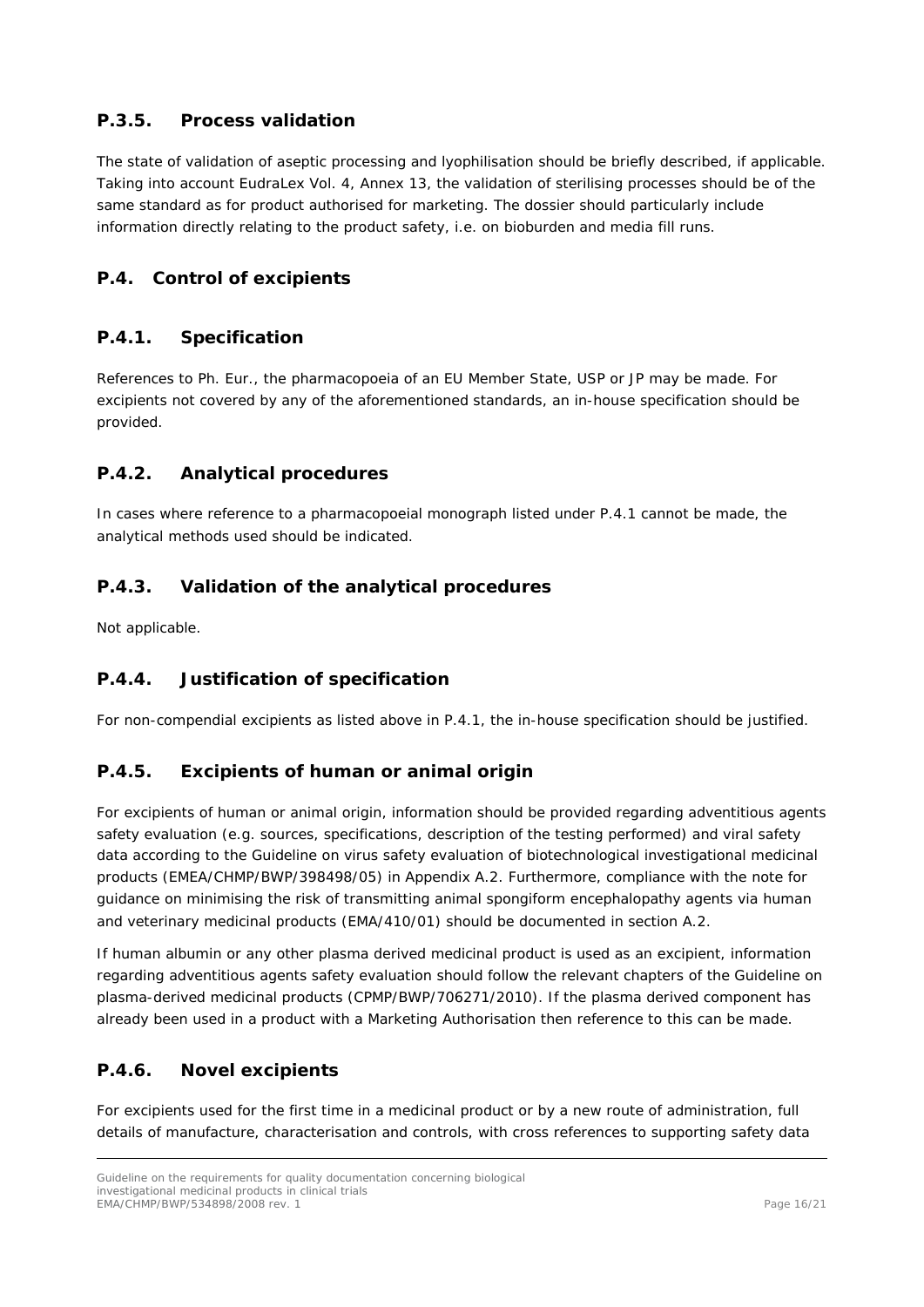### P.3.5. Process validation

The state of validation of aseptic processing and lyophilisation should be briefly described, if applicable. Taking into account EudraLex Vol. 4, Annex 13, the validation of sterilising processes should be of the same standard as for product authorised for marketing. The dossier should particularly include information directly relating to the product safety, i.e. on bioburden and media fill runs.

## P.4. Control of excipients

### P.4.1. Specification

References to Ph. Eur., the pharmacopoeia of an EU Member State, USP or JP may be made. For excipients not covered by any of the aforementioned standards, an in-house specification should be provided.

### P.4.2. Analytical procedures

In cases where reference to a pharmacopoeial monograph listed under P.4.1 cannot be made, the analytical methods used should be indicated.

### P.4.3. Validation of the analytical procedures

Not applicable.

### P.4.4. Justification of specification

For non-compendial excipients as listed above in P.4.1, the in-house specification should be justified.

### P.4.5. Excipients of human or animal origin

For excipients of human or animal origin, information should be provided regarding adventitious agents safety evaluation (e.g. sources, specifications, description of the testing performed) and viral safety data according to the Guideline on virus safety evaluation of biotechnological investigational medicinal products (EMEA/CHMP/BWP/398498/05) in Appendix A.2. Furthermore, compliance with the note for guidance on minimising the risk of transmitting animal spongiform encephalopathy agents via human and veterinary medicinal products (EMA/410/01) should be documented in section A.2.

If human albumin or any other plasma derived medicinal product is used as an excipient, information regarding adventitious agents safety evaluation should follow the relevant chapters of the Guideline on plasma-derived medicinal products (CPMP/BWP/706271/2010). If the plasma derived component has already been used in a product with a Marketing Authorisation then reference to this can be made.

### P.4.6. Novel excipients

For excipients used for the first time in a medicinal product or by a new route of administration, full details of manufacture, characterisation and controls, with cross references to supporting safety data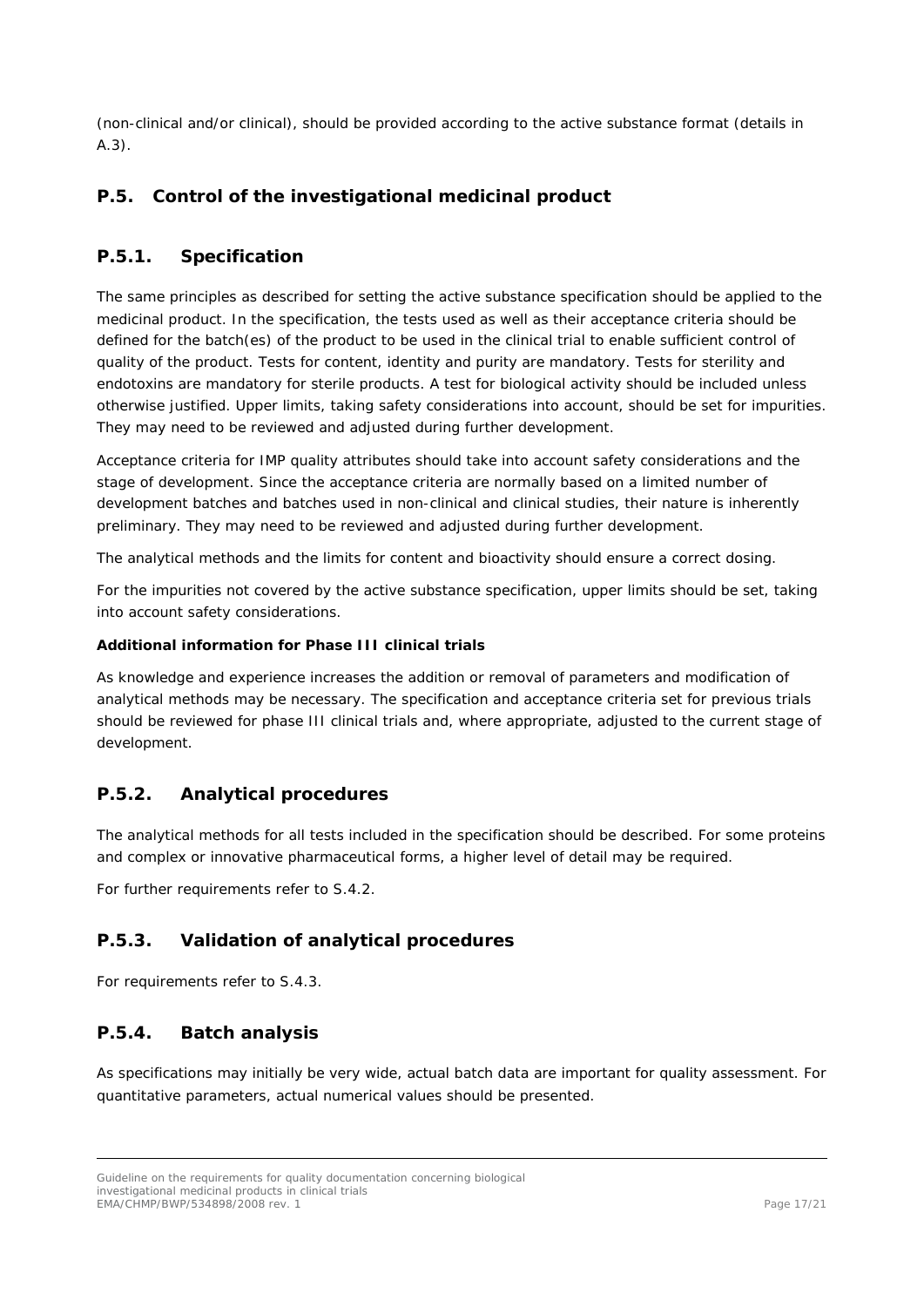(non-clinical and/or clinical), should be provided according to the active substance format (details in A.3).

## P.5. Control of the investigational medicinal product

### P.5.1. Specification

The same principles as described for setting the active substance specification should be applied to the medicinal product. In the specification, the tests used as well as their acceptance criteria should be defined for the batch(es) of the product to be used in the clinical trial to enable sufficient control of quality of the product. Tests for content, identity and purity are mandatory. Tests for sterility and endotoxins are mandatory for sterile products. A test for biological activity should be included unless otherwise justified. Upper limits, taking safety considerations into account, should be set for impurities. They may need to be reviewed and adjusted during further development.

Acceptance criteria for IMP quality attributes should take into account safety considerations and the stage of development. Since the acceptance criteria are normally based on a limited number of development batches and batches used in non-clinical and clinical studies, their nature is inherently preliminary. They may need to be reviewed and adjusted during further development.

The analytical methods and the limits for content and bioactivity should ensure a correct dosing.

For the impurities not covered by the active substance specification, upper limits should be set, taking into account safety considerations.

**Additional information for Phase III clinical trials**

As knowledge and experience increases the addition or removal of parameters and modification of analytical methods may be necessary. The specification and acceptance criteria set for previous trials should be reviewed for phase III clinical trials and, where appropriate, adjusted to the current stage of development.

### P.5.2. Analytical procedures

The analytical methods for all tests included in the specification should be described. For some proteins and complex or innovative pharmaceutical forms, a higher level of detail may be required.

For further requirements refer to S.4.2.

### P.5.3. Validation of analytical procedures

For requirements refer to S.4.3.

### P.5.4. Batch analysis

As specifications may initially be very wide, actual batch data are important for quality assessment. For quantitative parameters, actual numerical values should be presented.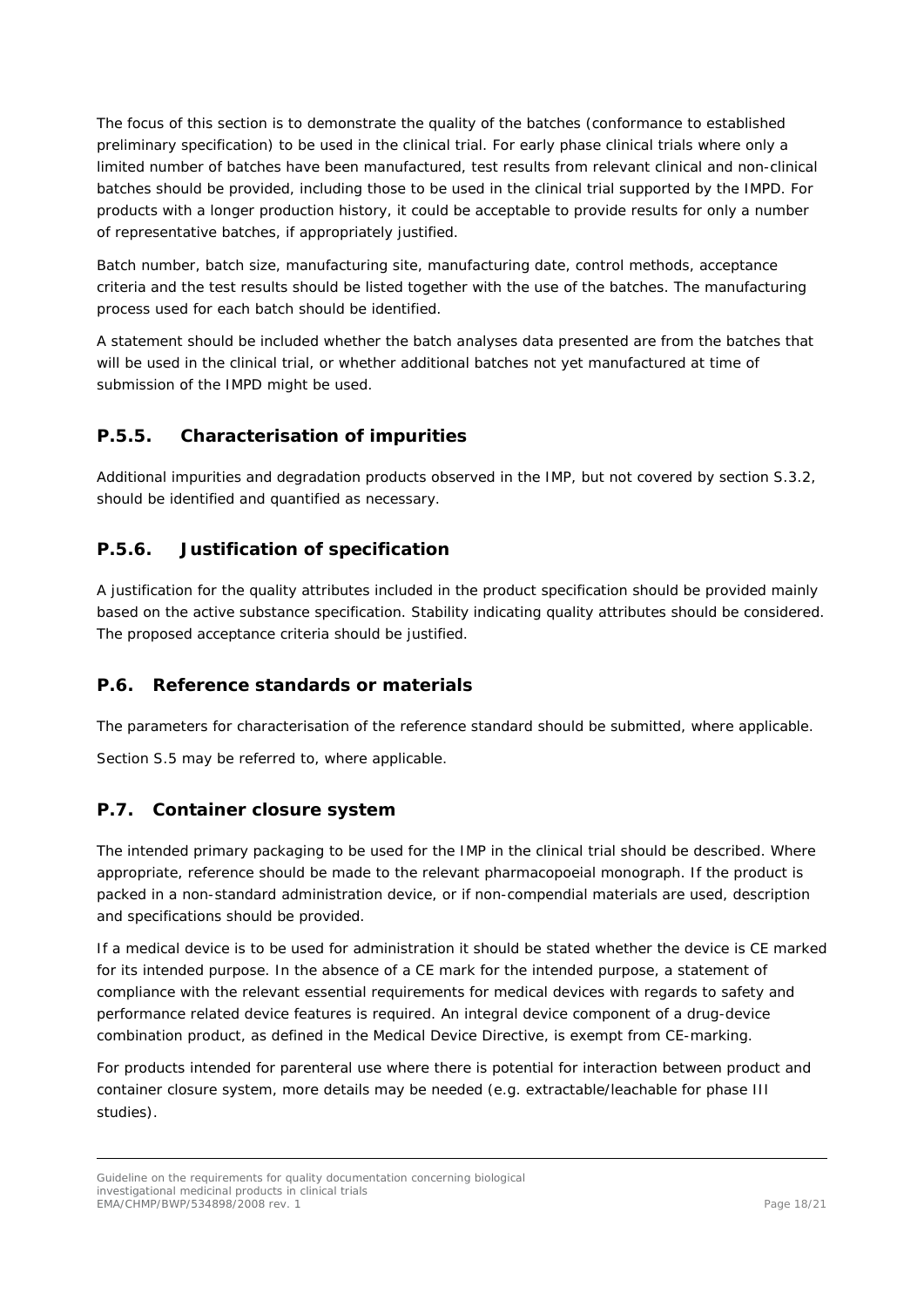The focus of this section is to demonstrate the quality of the batches (conformance to established preliminary specification) to be used in the clinical trial. For early phase clinical trials where only a limited number of batches have been manufactured, test results from relevant clinical and non-clinical batches should be provided, including those to be used in the clinical trial supported by the IMPD. For products with a longer production history, it could be acceptable to provide results for only a number of representative batches, if appropriately justified.

Batch number, batch size, manufacturing site, manufacturing date, control methods, acceptance criteria and the test results should be listed together with the use of the batches. The manufacturing process used for each batch should be identified.

A statement should be included whether the batch analyses data presented are from the batches that will be used in the clinical trial, or whether additional batches not yet manufactured at time of submission of the IMPD might be used.

### P.5.5. Characterisation of impurities

Additional impurities and degradation products observed in the IMP, but not covered by section S.3.2, should be identified and quantified as necessary.

### P.5.6. Justification of specification

A justification for the quality attributes included in the product specification should be provided mainly based on the active substance specification. Stability indicating quality attributes should be considered. The proposed acceptance criteria should be justified.

## P.6. Reference standards or materials

The parameters for characterisation of the reference standard should be submitted, where applicable.

Section S.5 may be referred to, where applicable.

## P.7. Container closure system

The intended primary packaging to be used for the IMP in the clinical trial should be described. Where appropriate, reference should be made to the relevant pharmacopoeial monograph. If the product is packed in a non-standard administration device, or if non-compendial materials are used, description and specifications should be provided.

If a medical device is to be used for administration it should be stated whether the device is CE marked for its intended purpose. In the absence of a CE mark for the intended purpose, a statement of compliance with the relevant essential requirements for medical devices with regards to safety and performance related device features is required. An integral device component of a drug-device combination product, as defined in the Medical Device Directive, is exempt from CE-marking.

For products intended for parenteral use where there is potential for interaction between product and container closure system, more details may be needed (e.g. extractable/leachable for phase III studies).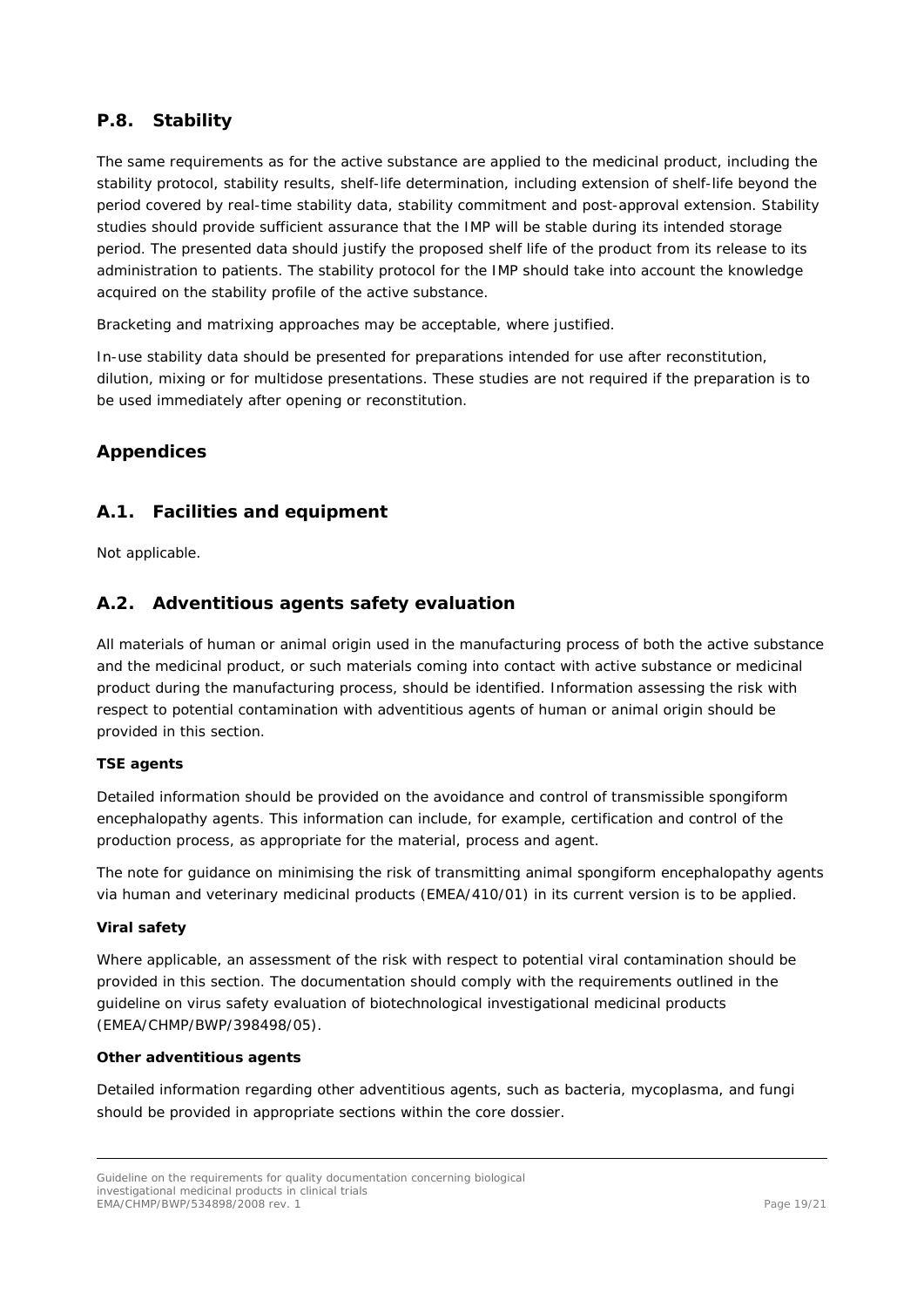## P.8. Stability

The same requirements as for the active substance are applied to the medicinal product, including the stability protocol, stability results, shelf-life determination, including extension of shelf-life beyond the period covered by real-time stability data, stability commitment and post-approval extension. Stability studies should provide sufficient assurance that the IMP will be stable during its intended storage period. The presented data should justify the proposed shelf life of the product from its release to its administration to patients. The stability protocol for the IMP should take into account the knowledge acquired on the stability profile of the active substance.

Bracketing and matrixing approaches may be acceptable, where justified.

In-use stability data should be presented for preparations intended for use after reconstitution, dilution, mixing or for multidose presentations. These studies are not required if the preparation is to be used immediately after opening or reconstitution.

# Appendices

## A.1. Facilities and equipment

Not applicable.

## A.2. Adventitious agents safety evaluation

All materials of human or animal origin used in the manufacturing process of both the active substance and the medicinal product, or such materials coming into contact with active substance or medicinal product during the manufacturing process, should be identified. Information assessing the risk with respect to potential contamination with adventitious agents of human or animal origin should be provided in this section.

**TSE agents**

Detailed information should be provided on the avoidance and control of transmissible spongiform encephalopathy agents. This information can include, for example, certification and control of the production process, as appropriate for the material, process and agent.

The note for guidance on minimising the risk of transmitting animal spongiform encephalopathy agents via human and veterinary medicinal products (EMEA/410/01) in its current version is to be applied.

**Viral safety**

Where applicable, an assessment of the risk with respect to potential viral contamination should be provided in this section. The documentation should comply with the requirements outlined in the guideline on virus safety evaluation of biotechnological investigational medicinal products (EMEA/CHMP/BWP/398498/05).

**Other adventitious agents**

Detailed information regarding other adventitious agents, such as bacteria, mycoplasma, and fungi should be provided in appropriate sections within the core dossier.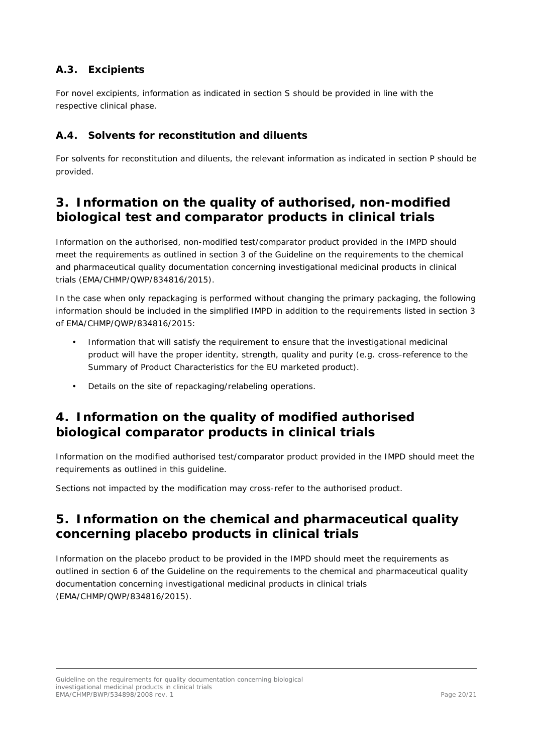### A.3. Excipients

For novel excipients, information as indicated in section S should be provided in line with the respective clinical phase.

### A.4. Solvents for reconstitution and diluents

For solvents for reconstitution and diluents, the relevant information as indicated in section P should be provided.

## 3. Information on the quality of authorised, non-modified biological test and comparator products in clinical trials

Information on the authorised, non-modified test/comparator product provided in the IMPD should meet the requirements as outlined in section 3 of the Guideline on the requirements to the chemical and pharmaceutical quality documentation concerning investigational medicinal products in clinical trials (EMA/CHMP/QWP/834816/2015).

In the case when only repackaging is performed without changing the primary packaging, the following information should be included in the simplified IMPD in addition to the requirements listed in section 3 of EMA/CHMP/QWP/834816/2015:

- Information that will satisfy the requirement to ensure that the investigational medicinal product will have the proper identity, strength, quality and purity (e.g. cross-reference to the Summary of Product Characteristics for the EU marketed product).
- Details on the site of repackaging/relabeling operations.

## 4. Information on the quality of modified authorised biological comparator products in clinical trials

Information on the modified authorised test/comparator product provided in the IMPD should meet the requirements as outlined in this guideline.

Sections not impacted by the modification may cross-refer to the authorised product.

## 5. Information on the chemical and pharmaceutical quality concerning placebo products in clinical trials

Information on the placebo product to be provided in the IMPD should meet the requirements as outlined in section 6 of the Guideline on the requirements to the chemical and pharmaceutical quality documentation concerning investigational medicinal products in clinical trials (EMA/CHMP/QWP/834816/2015).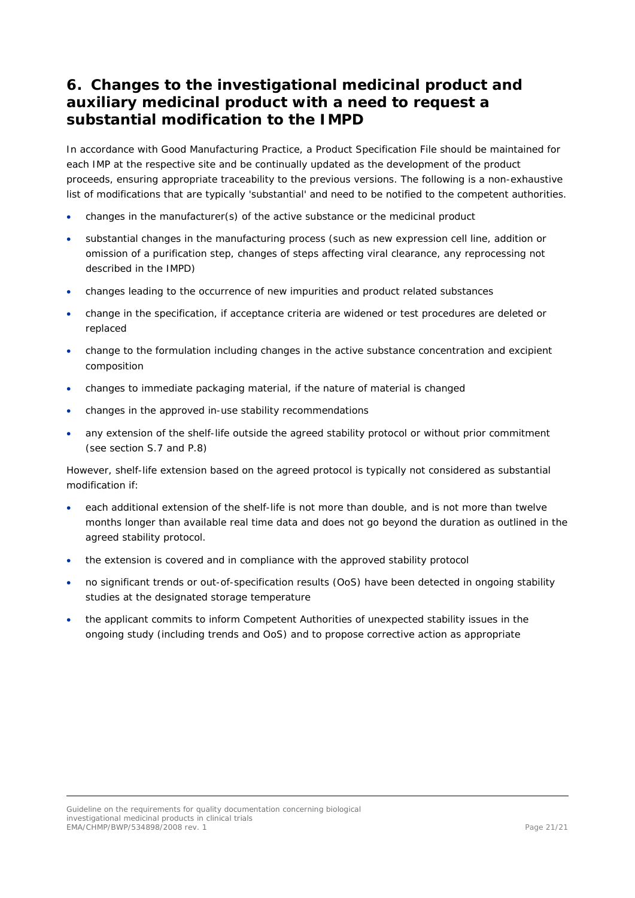## 6. Changes to the investigational medicinal product and auxiliary medicinal product with a need to request a substantial modification to the IMPD

In accordance with Good Manufacturing Practice, a Product Specification File should be maintained for each IMP at the respective site and be continually updated as the development of the product proceeds, ensuring appropriate traceability to the previous versions. The following is a non-exhaustive list of modifications that are typically 'substantial' and need to be notified to the competent authorities.

- changes in the manufacturer(s) of the active substance or the medicinal product
- substantial changes in the manufacturing process (such as new expression cell line, addition or omission of a purification step, changes of steps affecting viral clearance, any reprocessing not described in the IMPD)
- changes leading to the occurrence of new impurities and product related substances
- change in the specification, if acceptance criteria are widened or test procedures are deleted or replaced
- change to the formulation including changes in the active substance concentration and excipient composition
- changes to immediate packaging material, if the nature of material is changed
- changes in the approved in-use stability recommendations
- any extension of the shelf-life outside the agreed stability protocol or without prior commitment (see section S.7 and P.8)

However, shelf-life extension based on the agreed protocol is typically not considered as substantial modification if:

- each additional extension of the shelf-life is not more than double, and is not more than twelve months longer than available real time data and does not go beyond the duration as outlined in the agreed stability protocol.
- the extension is covered and in compliance with the approved stability protocol
- no significant trends or out-of-specification results (OoS) have been detected in ongoing stability studies at the designated storage temperature
- the applicant commits to inform Competent Authorities of unexpected stability issues in the ongoing study (including trends and OoS) and to propose corrective action as appropriate